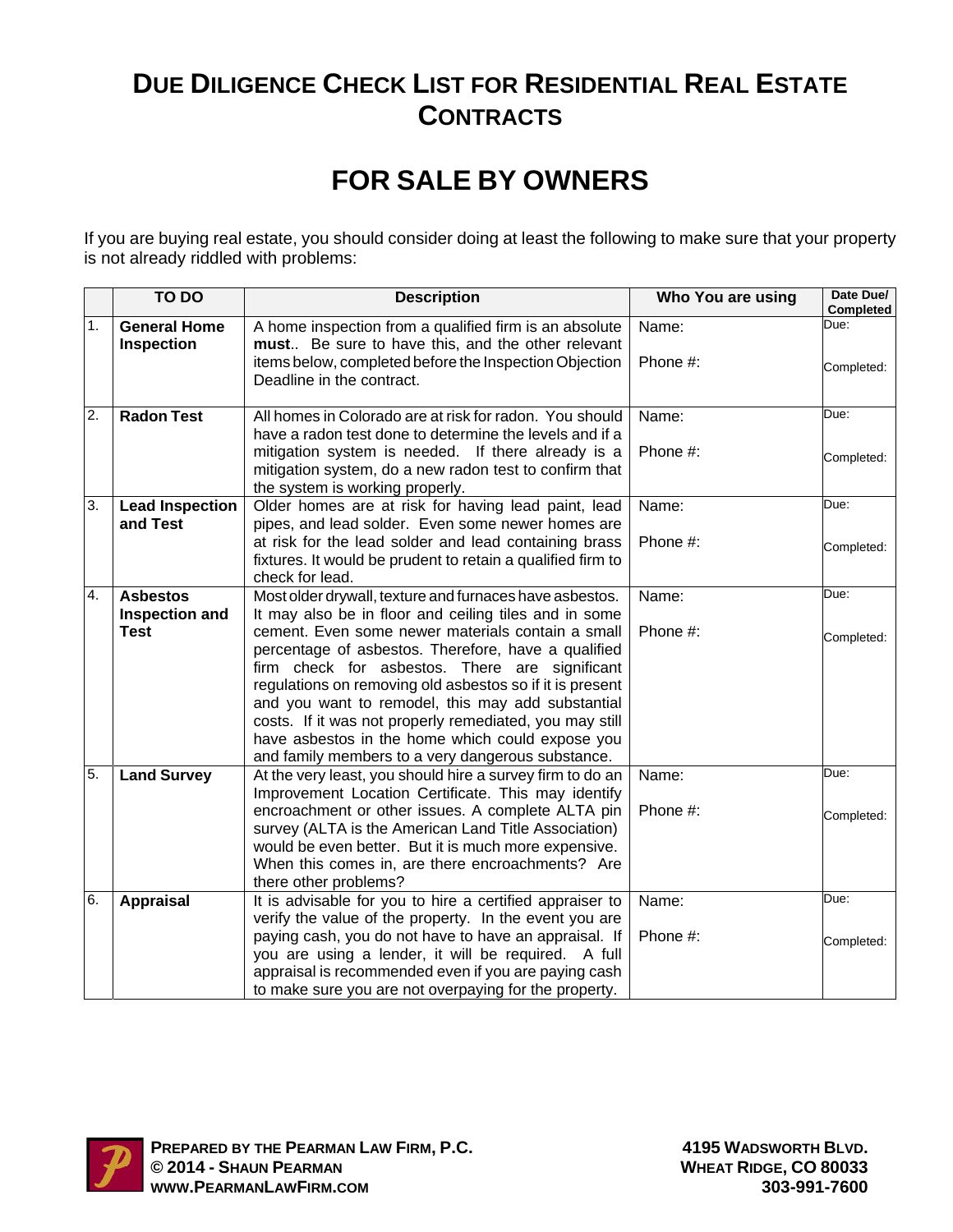# Due Diligence Check List for Residential Real Estate Contracts

## FOR SALE BY OWNERS

If you are buying real estate, you should consider doing at least the following to make sure that your property is not already riddled with problems:

| | TO DO | Description | Who You are using | Date Due/ Completed |
|---|---|---|---|---|
| 1. | **General Home Inspection** | A home inspection from a qualified firm is an absolute **must**.. Be sure to have this, and the other relevant items below, completed before the Inspection Objection Deadline in the contract. | Name:<br><br>Phone #: | Due:<br><br>Completed: |
| 2. | **Radon Test** | All homes in Colorado are at risk for radon. You should have a radon test done to determine the levels and if a mitigation system is needed. If there already is a mitigation system, do a new radon test to confirm that the system is working properly. | Name:<br><br>Phone #: | Due:<br><br>Completed: |
| 3. | **Lead Inspection and Test** | Older homes are at risk for having lead paint, lead pipes, and lead solder. Even some newer homes are at risk for the lead solder and lead containing brass fixtures. It would be prudent to retain a qualified firm to check for lead. | Name:<br><br>Phone #: | Due:<br><br>Completed: |
| 4. | **Asbestos Inspection and Test** | Most older drywall, texture and furnaces have asbestos. It may also be in floor and ceiling tiles and in some cement. Even some newer materials contain a small percentage of asbestos. Therefore, have a qualified firm check for asbestos. There are significant regulations on removing old asbestos so if it is present and you want to remodel, this may add substantial costs. If it was not properly remediated, you may still have asbestos in the home which could expose you and family members to a very dangerous substance. | Name:<br><br>Phone #: | Due:<br><br>Completed: |
| 5. | **Land Survey** | At the very least, you should hire a survey firm to do an Improvement Location Certificate. This may identify encroachment or other issues. A complete ALTA pin survey (ALTA is the American Land Title Association) would be even better. But it is much more expensive. When this comes in, are there encroachments? Are there other problems? | Name:<br><br>Phone #: | Due:<br><br>Completed: |
| 6. | **Appraisal** | It is advisable for you to hire a certified appraiser to verify the value of the property. In the event you are paying cash, you do not have to have an appraisal. If you are using a lender, it will be required. A full appraisal is recommended even if you are paying cash to make sure you are not overpaying for the property. | Name:<br><br>Phone #: | Due:<br><br>Completed: |

**Prepared by the Pearman Law Firm, P.C.**
**© 2014 - Shaun Pearman**
**www.PearmanLawFirm.com**

**4195 Wadsworth Blvd.**
**Wheat Ridge, CO 80033**
**303-991-7600**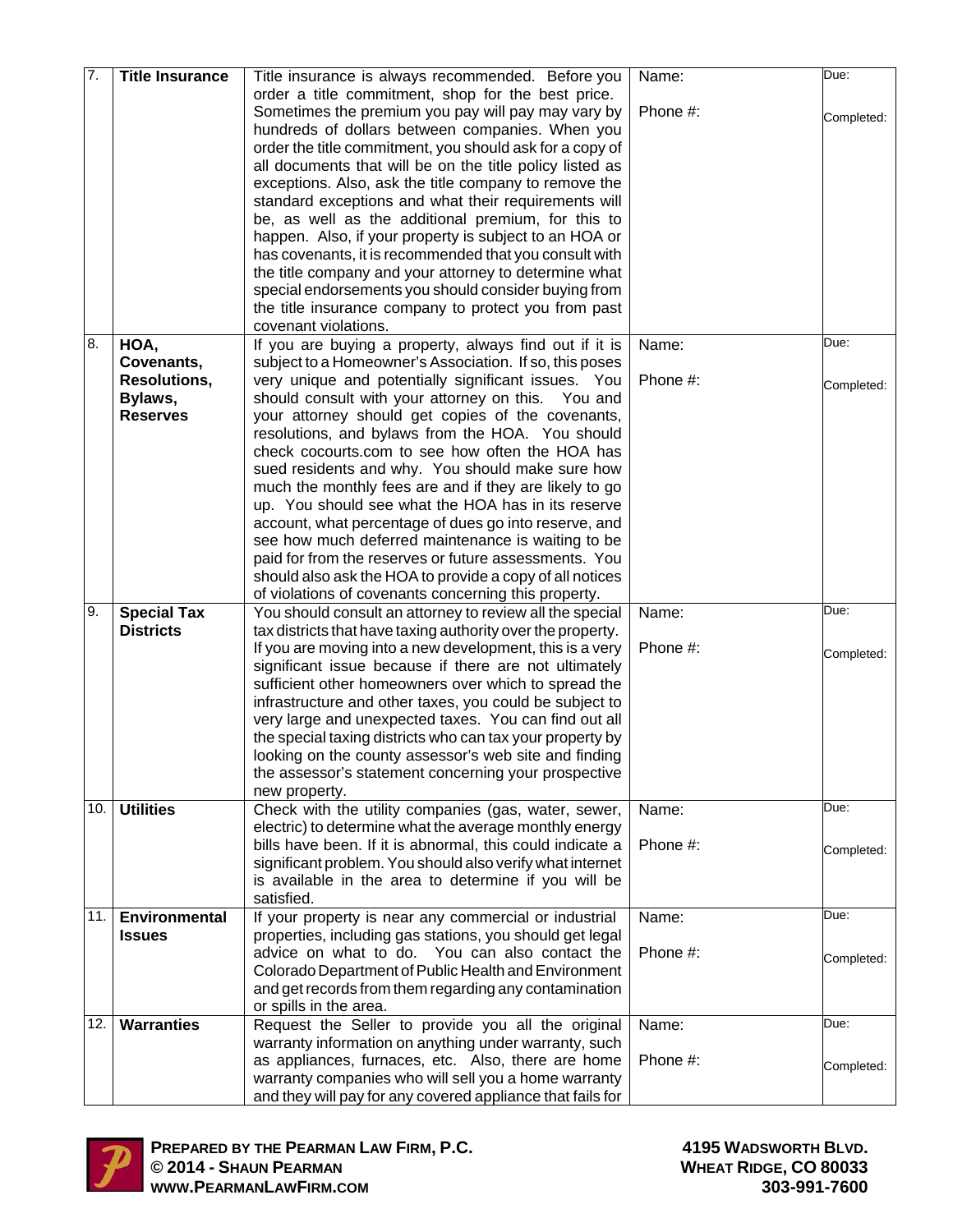| 7. | **Title Insurance** | Title insurance is always recommended. Before you order a title commitment, shop for the best price. Sometimes the premium you pay will pay may vary by hundreds of dollars between companies. When you order the title commitment, you should ask for a copy of all documents that will be on the title policy listed as exceptions. Also, ask the title company to remove the standard exceptions and what their requirements will be, as well as the additional premium, for this to happen. Also, if your property is subject to an HOA or has covenants, it is recommended that you consult with the title company and your attorney to determine what special endorsements you should consider buying from the title insurance company to protect you from past covenant violations. | Name:<br><br>Phone #: | Due:<br><br>Completed: |
|---|---|---|---|---|
| 8. | **HOA, Covenants, Resolutions, Bylaws, Reserves** | If you are buying a property, always find out if it is subject to a Homeowner's Association. If so, this poses very unique and potentially significant issues. You should consult with your attorney on this. You and your attorney should get copies of the covenants, resolutions, and bylaws from the HOA. You should check cocourts.com to see how often the HOA has sued residents and why. You should make sure how much the monthly fees are and if they are likely to go up. You should see what the HOA has in its reserve account, what percentage of dues go into reserve, and see how much deferred maintenance is waiting to be paid for from the reserves or future assessments. You should also ask the HOA to provide a copy of all notices of violations of covenants concerning this property. | Name:<br><br>Phone #: | Due:<br><br>Completed: |
| 9. | **Special Tax Districts** | You should consult an attorney to review all the special tax districts that have taxing authority over the property. If you are moving into a new development, this is a very significant issue because if there are not ultimately sufficient other homeowners over which to spread the infrastructure and other taxes, you could be subject to very large and unexpected taxes. You can find out all the special taxing districts who can tax your property by looking on the county assessor's web site and finding the assessor's statement concerning your prospective new property. | Name:<br><br>Phone #: | Due:<br><br>Completed: |
| 10. | **Utilities** | Check with the utility companies (gas, water, sewer, electric) to determine what the average monthly energy bills have been. If it is abnormal, this could indicate a significant problem. You should also verify what internet is available in the area to determine if you will be satisfied. | Name:<br><br>Phone #: | Due:<br><br>Completed: |
| 11. | **Environmental Issues** | If your property is near any commercial or industrial properties, including gas stations, you should get legal advice on what to do. You can also contact the Colorado Department of Public Health and Environment and get records from them regarding any contamination or spills in the area. | Name:<br><br>Phone #: | Due:<br><br>Completed: |
| 12. | **Warranties** | Request the Seller to provide you all the original warranty information on anything under warranty, such as appliances, furnaces, etc. Also, there are home warranty companies who will sell you a home warranty and they will pay for any covered appliance that fails for | Name:<br><br>Phone #: | Due:<br><br>Completed: |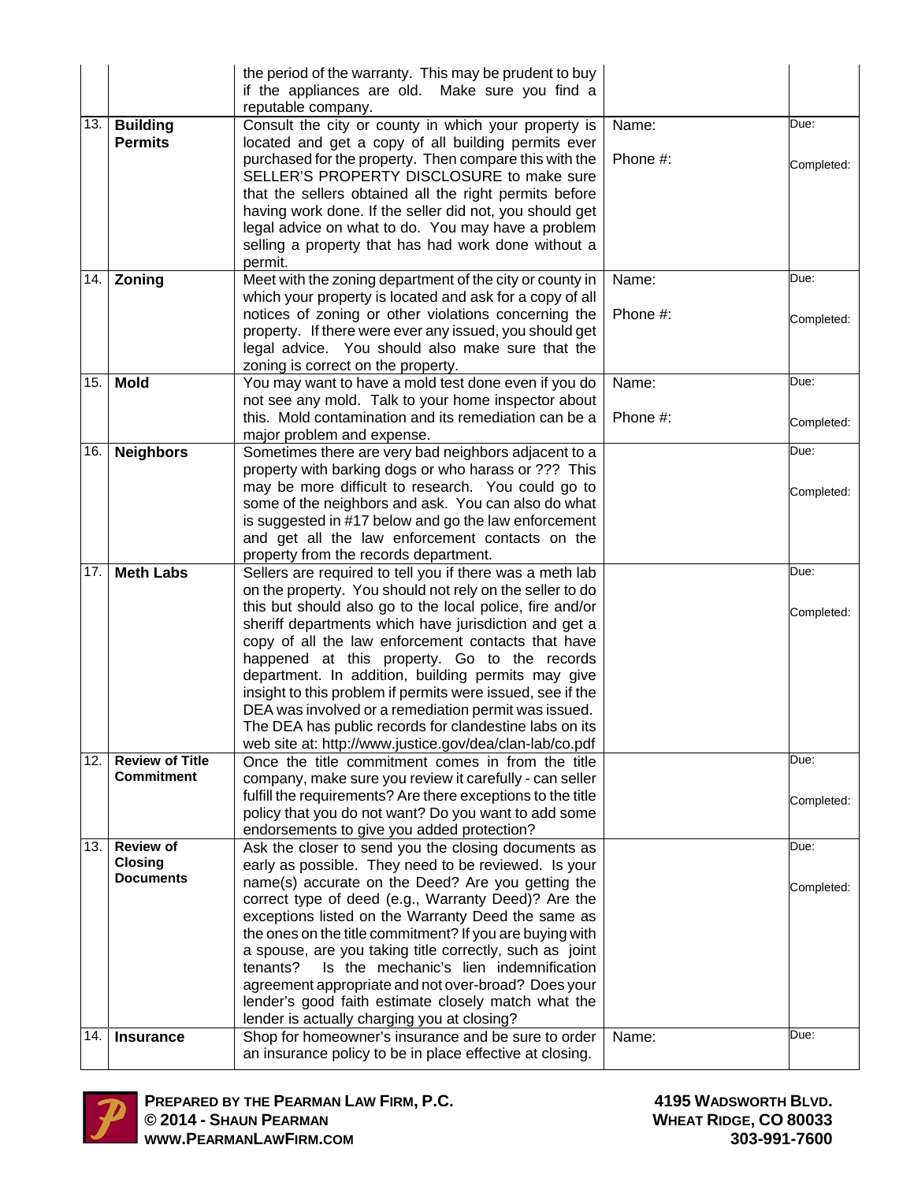| | | | | |
|---|---|---|---|---|
| | | the period of the warranty. This may be prudent to buy if the appliances are old. Make sure you find a reputable company. | | |
| 13. | **Building Permits** | Consult the city or county in which your property is located and get a copy of all building permits ever purchased for the property. Then compare this with the SELLER'S PROPERTY DISCLOSURE to make sure that the sellers obtained all the right permits before having work done. If the seller did not, you should get legal advice on what to do. You may have a problem selling a property that has had work done without a permit. | Name:<br><br>Phone #: | Due:<br><br>Completed: |
| 14. | **Zoning** | Meet with the zoning department of the city or county in which your property is located and ask for a copy of all notices of zoning or other violations concerning the property. If there were ever any issued, you should get legal advice. You should also make sure that the zoning is correct on the property. | Name:<br><br>Phone #: | Due:<br><br>Completed: |
| 15. | **Mold** | You may want to have a mold test done even if you do not see any mold. Talk to your home inspector about this. Mold contamination and its remediation can be a major problem and expense. | Name:<br><br>Phone #: | Due:<br><br>Completed: |
| 16. | **Neighbors** | Sometimes there are very bad neighbors adjacent to a property with barking dogs or who harass or ??? This may be more difficult to research. You could go to some of the neighbors and ask. You can also do what is suggested in #17 below and go the law enforcement and get all the law enforcement contacts on the property from the records department. | | Due:<br><br>Completed: |
| 17. | **Meth Labs** | Sellers are required to tell you if there was a meth lab on the property. You should not rely on the seller to do this but should also go to the local police, fire and/or sheriff departments which have jurisdiction and get a copy of all the law enforcement contacts that have happened at this property. Go to the records department. In addition, building permits may give insight to this problem if permits were issued, see if the DEA was involved or a remediation permit was issued. The DEA has public records for clandestine labs on its web site at: http://www.justice.gov/dea/clan-lab/co.pdf | | Due:<br><br>Completed: |
| 12. | **Review of Title Commitment** | Once the title commitment comes in from the title company, make sure you review it carefully - can seller fulfill the requirements? Are there exceptions to the title policy that you do not want? Do you want to add some endorsements to give you added protection? | | Due:<br><br>Completed: |
| 13. | **Review of Closing Documents** | Ask the closer to send you the closing documents as early as possible. They need to be reviewed. Is your name(s) accurate on the Deed? Are you getting the correct type of deed (e.g., Warranty Deed)? Are the exceptions listed on the Warranty Deed the same as the ones on the title commitment? If you are buying with a spouse, are you taking title correctly, such as joint tenants? Is the mechanic's lien indemnification agreement appropriate and not over-broad? Does your lender's good faith estimate closely match what the lender is actually charging you at closing? | | Due:<br><br>Completed: |
| 14. | **Insurance** | Shop for homeowner's insurance and be sure to order an insurance policy to be in place effective at closing. | Name: | Due: |

**PREPARED BY THE PEARMAN LAW FIRM, P.C.**
**© 2014 - SHAUN PEARMAN**
**WWW.PEARMANLAWFIRM.COM**

**4195 WADSWORTH BLVD.**
**WHEAT RIDGE, CO 80033**
**303-991-7600**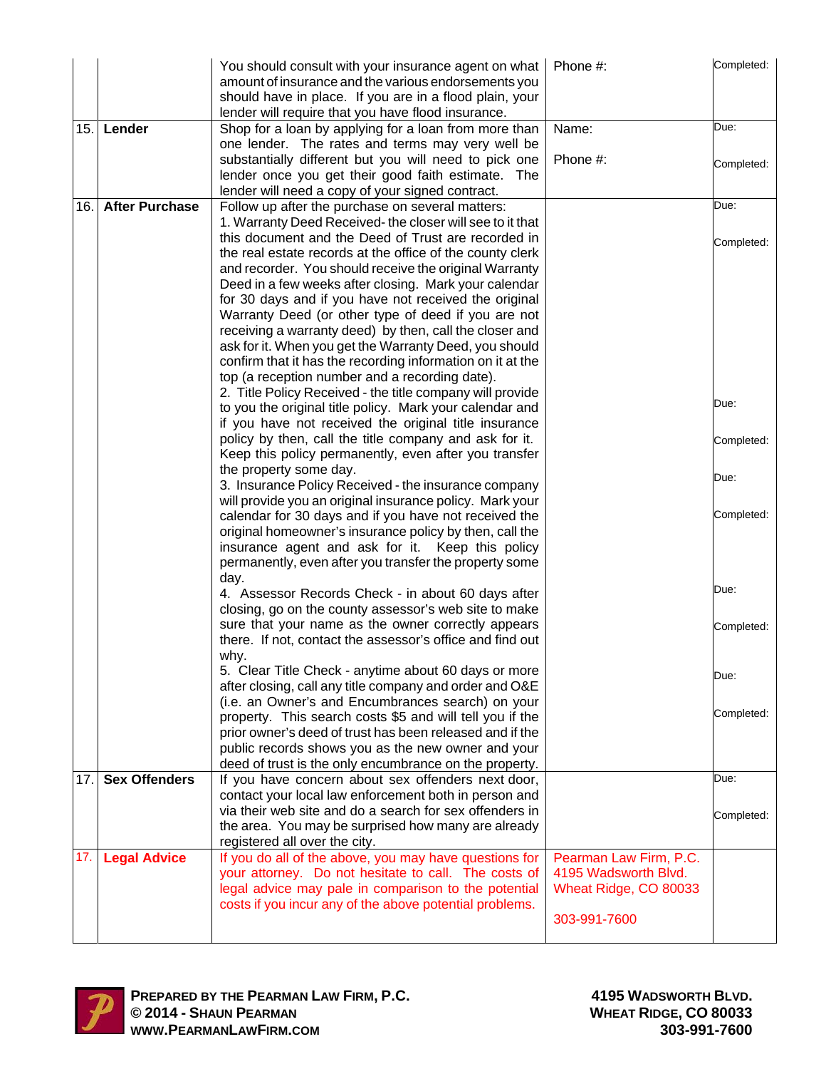| | | | | |
|---|---|---|---|---|
| | | You should consult with your insurance agent on what amount of insurance and the various endorsements you should have in place. If you are in a flood plain, your lender will require that you have flood insurance. | Phone #: | Completed: |
| 15. | **Lender** | Shop for a loan by applying for a loan from more than one lender. The rates and terms may very well be substantially different but you will need to pick one lender once you get their good faith estimate. The lender will need a copy of your signed contract. | Name:<br><br>Phone #: | Due:<br><br>Completed: |
| 16. | **After Purchase** | Follow up after the purchase on several matters:<br>1. Warranty Deed Received- the closer will see to it that this document and the Deed of Trust are recorded in the real estate records at the office of the county clerk and recorder. You should receive the original Warranty Deed in a few weeks after closing. Mark your calendar for 30 days and if you have not received the original Warranty Deed (or other type of deed if you are not receiving a warranty deed) by then, call the closer and ask for it. When you get the Warranty Deed, you should confirm that it has the recording information on it at the top (a reception number and a recording date).<br>2. Title Policy Received - the title company will provide to you the original title policy. Mark your calendar and if you have not received the original title insurance policy by then, call the title company and ask for it. Keep this policy permanently, even after you transfer the property some day.<br>3. Insurance Policy Received - the insurance company will provide you an original insurance policy. Mark your calendar for 30 days and if you have not received the original homeowner's insurance policy by then, call the insurance agent and ask for it. Keep this policy permanently, even after you transfer the property some day.<br>4. Assessor Records Check - in about 60 days after closing, go on the county assessor's web site to make sure that your name as the owner correctly appears there. If not, contact the assessor's office and find out why.<br>5. Clear Title Check - anytime about 60 days or more after closing, call any title company and order and O&E (i.e. an Owner's and Encumbrances search) on your property. This search costs $5 and will tell you if the prior owner's deed of trust has been released and if the public records shows you as the new owner and your deed of trust is the only encumbrance on the property. | | Due:<br><br>Completed:<br><br>Due:<br><br>Completed:<br><br>Due:<br><br>Completed:<br><br>Due:<br><br>Completed:<br><br>Due:<br><br>Completed: |
| 17. | **Sex Offenders** | If you have concern about sex offenders next door, contact your local law enforcement both in person and via their web site and do a search for sex offenders in the area. You may be surprised how many are already registered all over the city. | | Due:<br><br>Completed: |
| 17. | **Legal Advice** | If you do all of the above, you may have questions for your attorney. Do not hesitate to call. The costs of legal advice may pale in comparison to the potential costs if you incur any of the above potential problems. | Pearman Law Firm, P.C.<br>4195 Wadsworth Blvd.<br>Wheat Ridge, CO 80033<br><br>303-991-7600 | |

**PREPARED BY THE PEARMAN LAW FIRM, P.C.**
**© 2014 - SHAUN PEARMAN**
**WWW.PEARMANLAWFIRM.COM**

**4195 WADSWORTH BLVD.**
**WHEAT RIDGE, CO 80033**
**303-991-7600**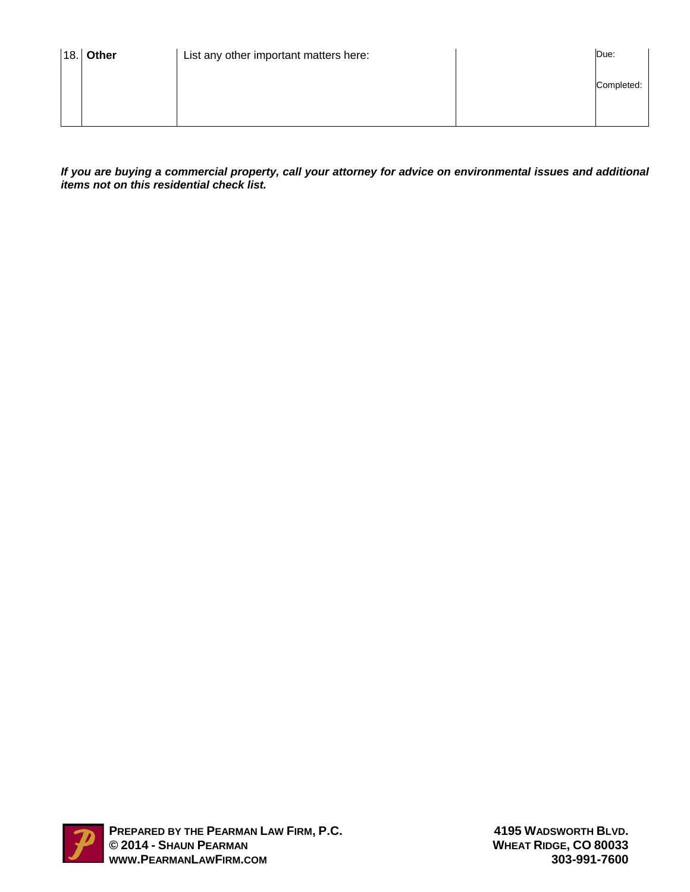| | | | | |
|---|---|---|---|---|
| 18. | **Other** | List any other important matters here: | | Due:<br><br>Completed: |

***If you are buying a commercial property, call your attorney for advice on environmental issues and additional items not on this residential check list.***

**PREPARED BY THE PEARMAN LAW FIRM, P.C.**
**© 2014 - SHAUN PEARMAN**
**WWW.PEARMANLAWFIRM.COM**

**4195 WADSWORTH BLVD.**
**WHEAT RIDGE, CO 80033**
**303-991-7600**